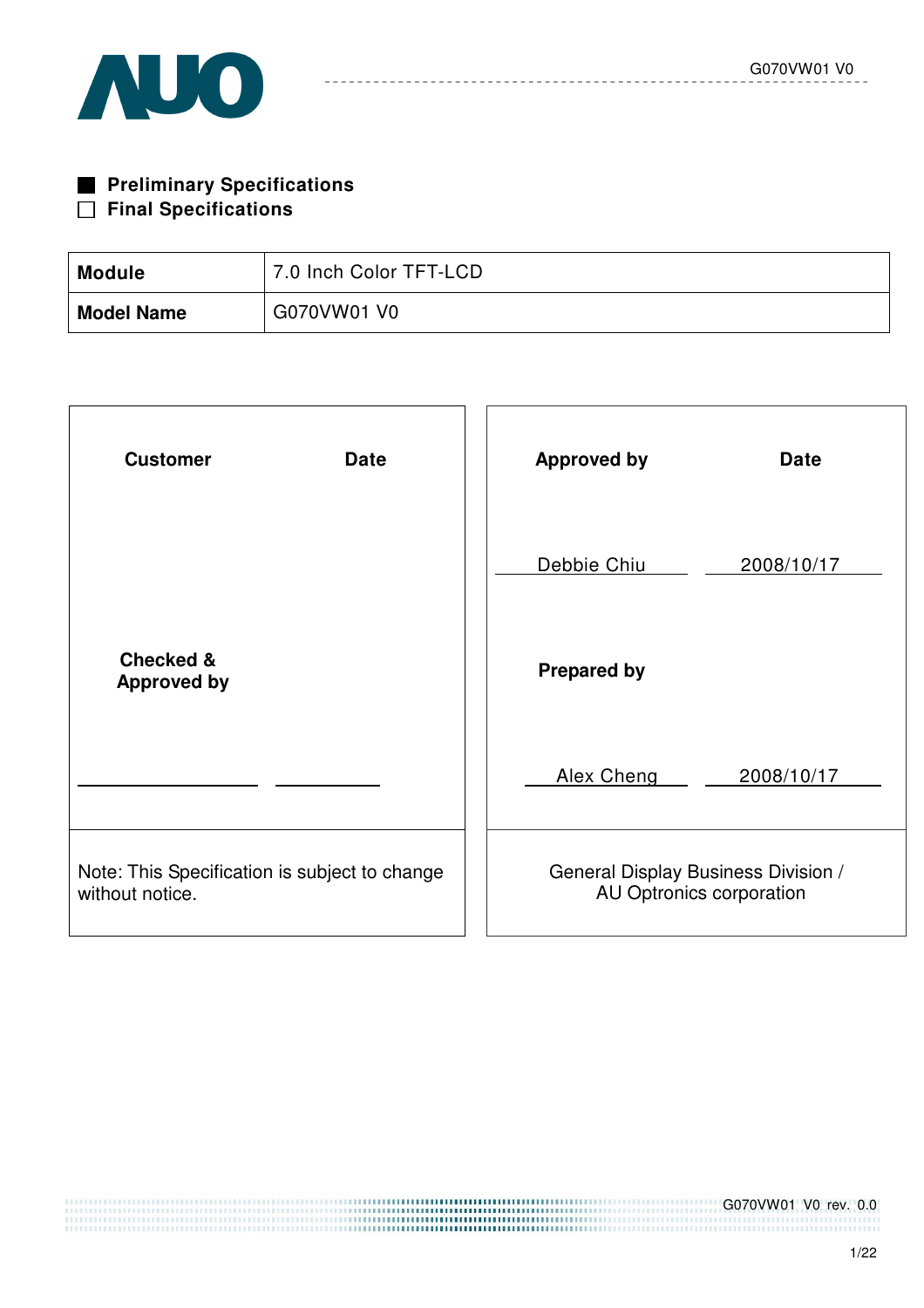■ **Preliminary Specifications**

☐ **Final Specifications**

| **Module** | 7.0 Inch Color TFT-LCD |
|---|---|
| **Model Name** | G070VW01 V0 |

| **Customer** | **Date** | **Approved by** | **Date** |
|---|---|---|---|
| | | Debbie Chiu | 2008/10/17 |
| **Checked & Approved by** | | **Prepared by** | |
| | | Alex Cheng | 2008/10/17 |
| Note: This Specification is subject to change without notice. | | General Display Business Division / AU Optronics corporation | |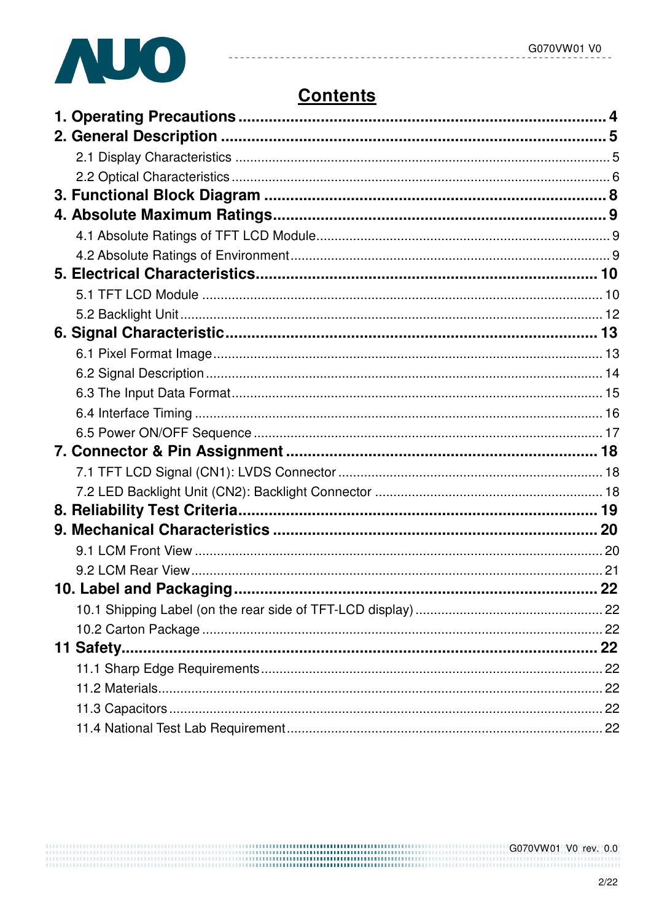# Contents

**1. Operating Precautions ........................................................................................ 4**

**2. General Description ........................................................................................... 5**

2.1 Display Characteristics ........................................................................................... 5

2.2 Optical Characteristics ............................................................................................ 6

**3. Functional Block Diagram ................................................................................ 8**

**4. Absolute Maximum Ratings.............................................................................. 9**

4.1 Absolute Ratings of TFT LCD Module..................................................................... 9

4.2 Absolute Ratings of Environment............................................................................ 9

**5. Electrical Characteristics................................................................................. 10**

5.1 TFT LCD Module ................................................................................................... 10

5.2 Backlight Unit......................................................................................................... 12

**6. Signal Characteristic....................................................................................... 13**

6.1 Pixel Format Image................................................................................................ 13

6.2 Signal Description .................................................................................................. 14

6.3 The Input Data Format........................................................................................... 15

6.4 Interface Timing ..................................................................................................... 16

6.5 Power ON/OFF Sequence ..................................................................................... 17

**7. Connector & Pin Assignment ......................................................................... 18**

7.1 TFT LCD Signal (CN1): LVDS Connector ............................................................. 18

7.2 LED Backlight Unit (CN2): Backlight Connector .................................................... 18

**8. Reliability Test Criteria.................................................................................... 19**

**9. Mechanical Characteristics ............................................................................ 20**

9.1 LCM Front View ..................................................................................................... 20

9.2 LCM Rear View...................................................................................................... 21

**10. Label and Packaging..................................................................................... 22**

10.1 Shipping Label (on the rear side of TFT-LCD display) ......................................... 22

10.2 Carton Package ................................................................................................... 22

**11 Safety............................................................................................................... 22**

11.1 Sharp Edge Requirements................................................................................... 22

11.2 Materials............................................................................................................... 22

11.3 Capacitors ............................................................................................................ 22

11.4 National Test Lab Requirement............................................................................ 22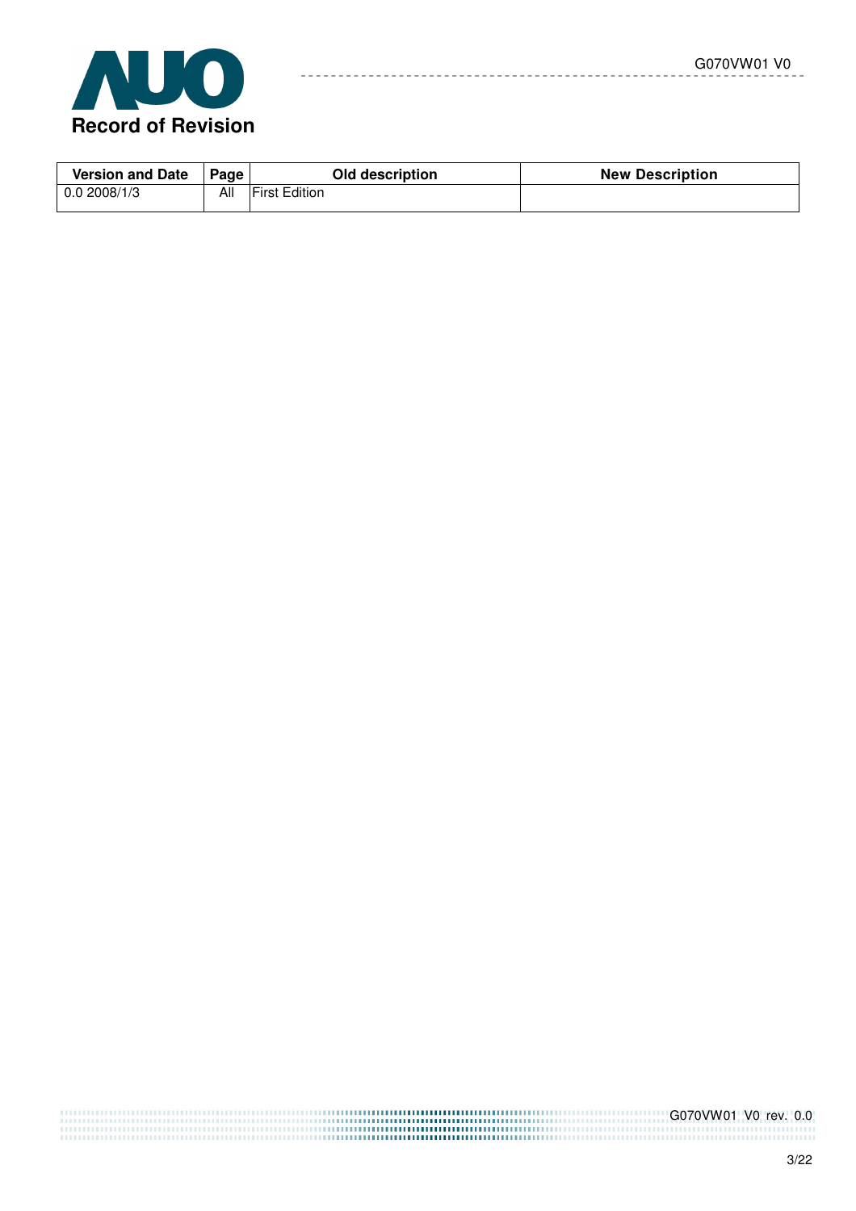# Record of Revision

| Version and Date | Page | Old description | New Description |
|---|---|---|---|
| 0.0 2008/1/3 | All | First Edition | |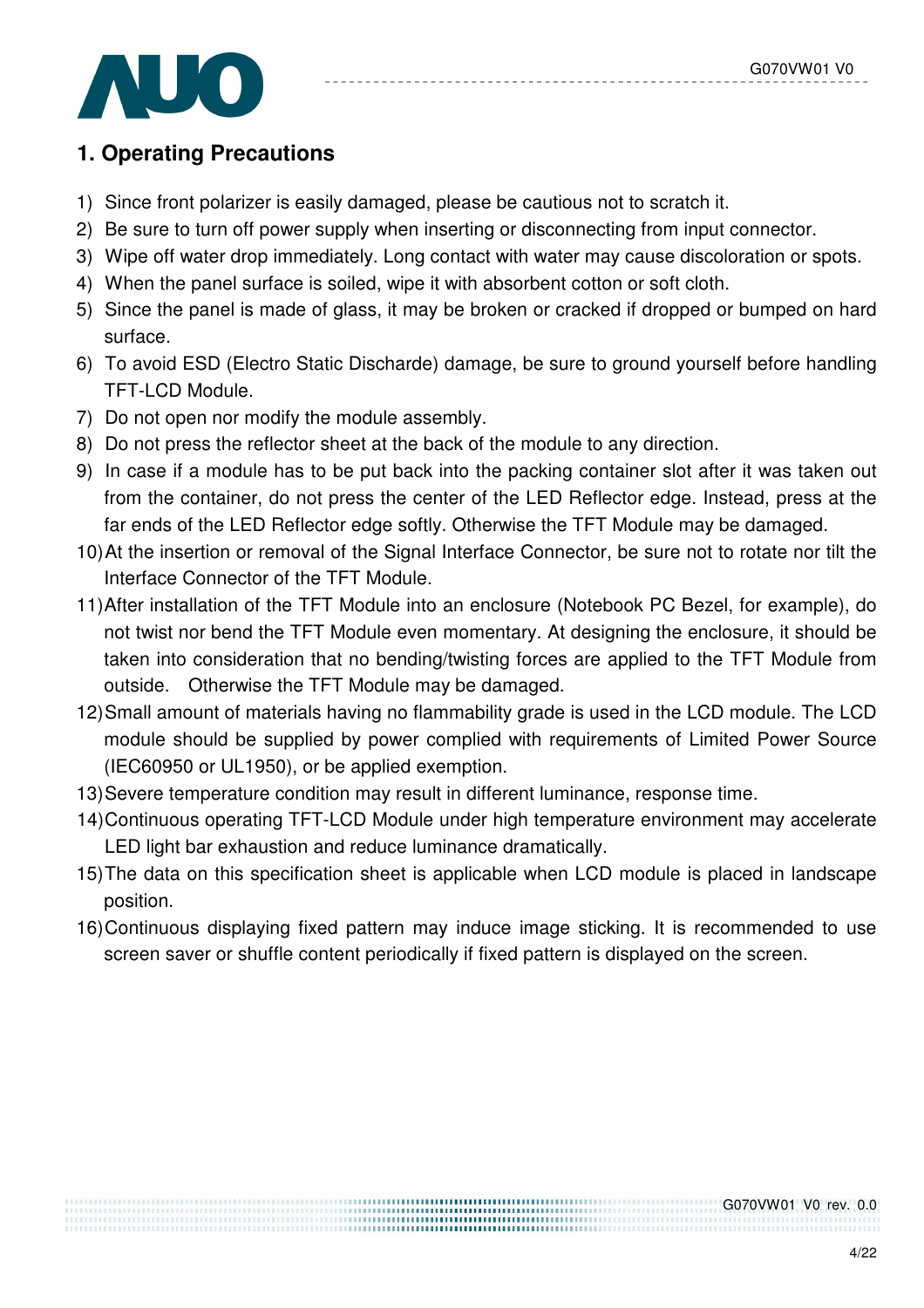# 1. Operating Precautions

1) Since front polarizer is easily damaged, please be cautious not to scratch it.
2) Be sure to turn off power supply when inserting or disconnecting from input connector.
3) Wipe off water drop immediately. Long contact with water may cause discoloration or spots.
4) When the panel surface is soiled, wipe it with absorbent cotton or soft cloth.
5) Since the panel is made of glass, it may be broken or cracked if dropped or bumped on hard surface.
6) To avoid ESD (Electro Static Discharde) damage, be sure to ground yourself before handling TFT-LCD Module.
7) Do not open nor modify the module assembly.
8) Do not press the reflector sheet at the back of the module to any direction.
9) In case if a module has to be put back into the packing container slot after it was taken out from the container, do not press the center of the LED Reflector edge. Instead, press at the far ends of the LED Reflector edge softly. Otherwise the TFT Module may be damaged.
10) At the insertion or removal of the Signal Interface Connector, be sure not to rotate nor tilt the Interface Connector of the TFT Module.
11) After installation of the TFT Module into an enclosure (Notebook PC Bezel, for example), do not twist nor bend the TFT Module even momentary. At designing the enclosure, it should be taken into consideration that no bending/twisting forces are applied to the TFT Module from outside. Otherwise the TFT Module may be damaged.
12) Small amount of materials having no flammability grade is used in the LCD module. The LCD module should be supplied by power complied with requirements of Limited Power Source (IEC60950 or UL1950), or be applied exemption.
13) Severe temperature condition may result in different luminance, response time.
14) Continuous operating TFT-LCD Module under high temperature environment may accelerate LED light bar exhaustion and reduce luminance dramatically.
15) The data on this specification sheet is applicable when LCD module is placed in landscape position.
16) Continuous displaying fixed pattern may induce image sticking. It is recommended to use screen saver or shuffle content periodically if fixed pattern is displayed on the screen.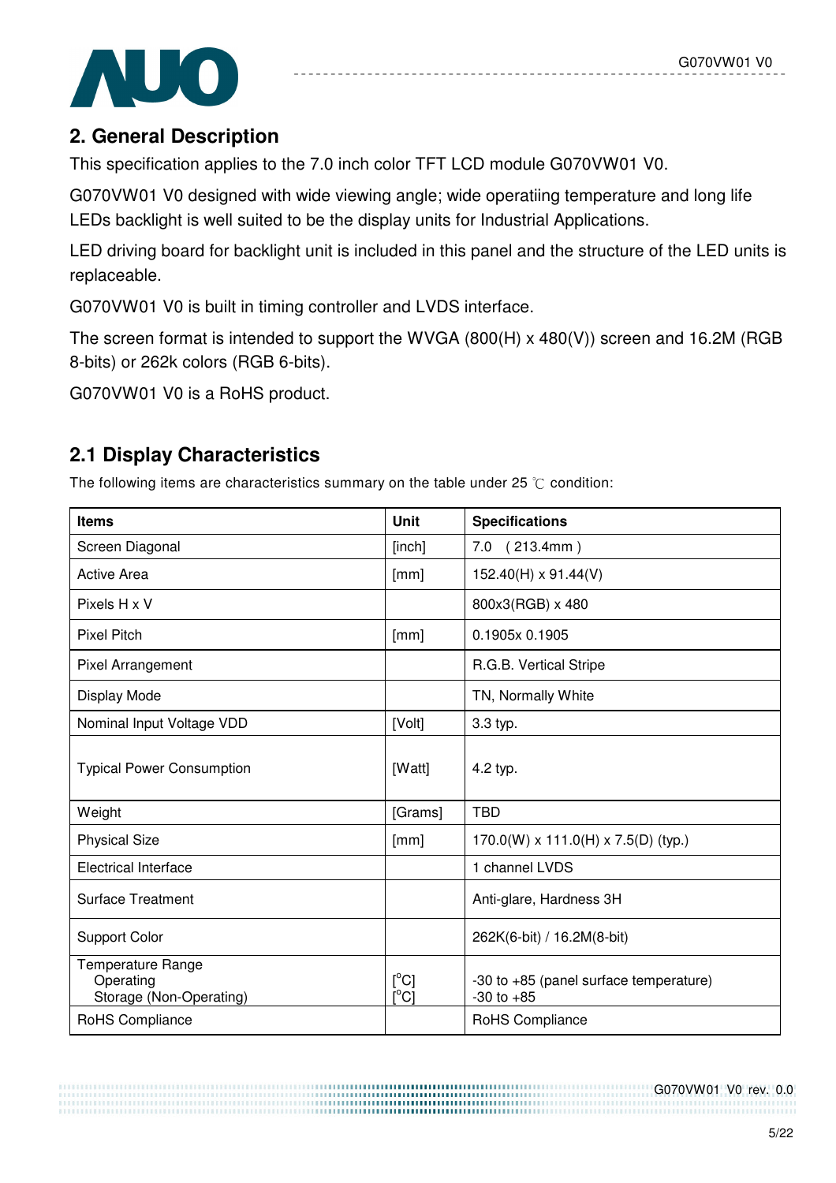## 2. General Description

This specification applies to the 7.0 inch color TFT LCD module G070VW01 V0.

G070VW01 V0 designed with wide viewing angle; wide operatiing temperature and long life LEDs backlight is well suited to be the display units for Industrial Applications.

LED driving board for backlight unit is included in this panel and the structure of the LED units is replaceable.

G070VW01 V0 is built in timing controller and LVDS interface.

The screen format is intended to support the WVGA (800(H) x 480(V)) screen and 16.2M (RGB 8-bits) or 262k colors (RGB 6-bits).

G070VW01 V0 is a RoHS product.

### 2.1 Display Characteristics

The following items are characteristics summary on the table under 25 ℃ condition:

| Items | Unit | Specifications |
|---|---|---|
| Screen Diagonal | [inch] | 7.0 ( 213.4mm ) |
| Active Area | [mm] | 152.40(H) x 91.44(V) |
| Pixels H x V | | 800x3(RGB) x 480 |
| Pixel Pitch | [mm] | 0.1905x 0.1905 |
| Pixel Arrangement | | R.G.B. Vertical Stripe |
| Display Mode | | TN, Normally White |
| Nominal Input Voltage VDD | [Volt] | 3.3 typ. |
| Typical Power Consumption | [Watt] | 4.2 typ. |
| Weight | [Grams] | TBD |
| Physical Size | [mm] | 170.0(W) x 111.0(H) x 7.5(D) (typ.) |
| Electrical Interface | | 1 channel LVDS |
| Surface Treatment | | Anti-glare, Hardness 3H |
| Support Color | | 262K(6-bit) / 16.2M(8-bit) |
| Temperature Range<br>Operating<br>Storage (Non-Operating) | <br>[$^{o}$C]<br>[$^{o}$C] | <br>-30 to +85 (panel surface temperature)<br>-30 to +85 |
| RoHS Compliance | | RoHS Compliance |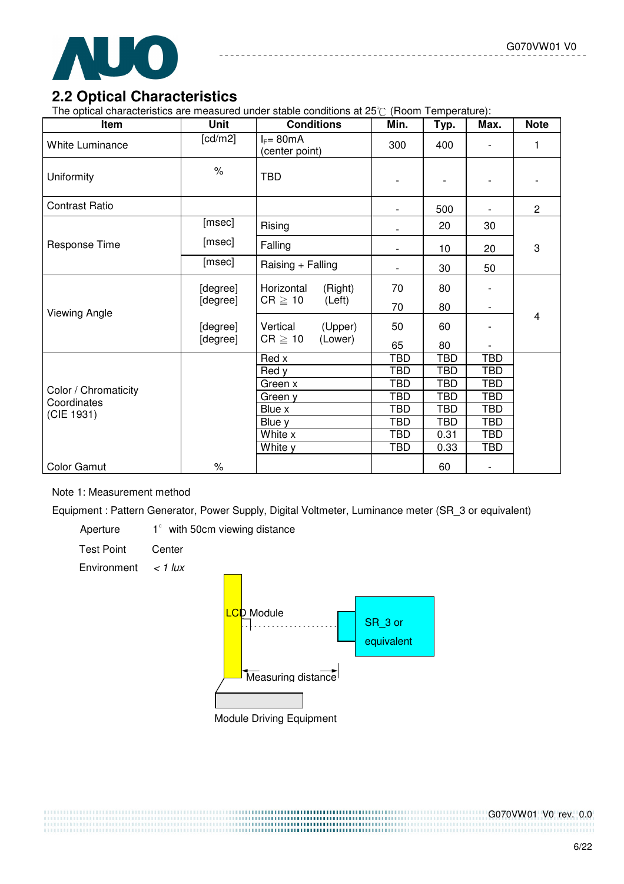## 2.2 Optical Characteristics

The optical characteristics are measured under stable conditions at 25℃ (Room Temperature):

| Item | Unit | Conditions | Min. | Typ. | Max. | Note |
|---|---|---|---|---|---|---|
| White Luminance | [cd/m2] | $I_F$= 80mA (center point) | 300 | 400 | - | 1 |
| Uniformity | % | TBD | - | - | - | - |
| Contrast Ratio | | | - | 500 | - | 2 |
| Response Time | [msec] | Rising | - | 20 | 30 | 3 |
| | [msec] | Falling | - | 10 | 20 | |
| | [msec] | Raising + Falling | - | 30 | 50 | |
| Viewing Angle | [degree] | Horizontal CR ≧ 10 (Right) | 70 | 80 | - | 4 |
| | [degree] | Horizontal CR ≧ 10 (Left) | 70 | 80 | - | |
| | [degree] | Vertical CR ≧ 10 (Upper) | 50 | 60 | - | |
| | [degree] | Vertical CR ≧ 10 (Lower) | 65 | 80 | - | |
| Color / Chromaticity Coordinates (CIE 1931) | | Red x | TBD | TBD | TBD | |
| | | Red y | TBD | TBD | TBD | |
| | | Green x | TBD | TBD | TBD | |
| | | Green y | TBD | TBD | TBD | |
| | | Blue x | TBD | TBD | TBD | |
| | | Blue y | TBD | TBD | TBD | |
| | | White x | TBD | 0.31 | TBD | |
| | | White y | TBD | 0.33 | TBD | |
| Color Gamut | % | | | 60 | - | |

Note 1: Measurement method

Equipment : Pattern Generator, Power Supply, Digital Voltmeter, Luminance meter (SR_3 or equivalent)

Aperture 1° with 50cm viewing distance

Test Point Center

Environment *< 1 lux*

LCD Module

SR_3 or equivalent

Measuring distance

Module Driving Equipment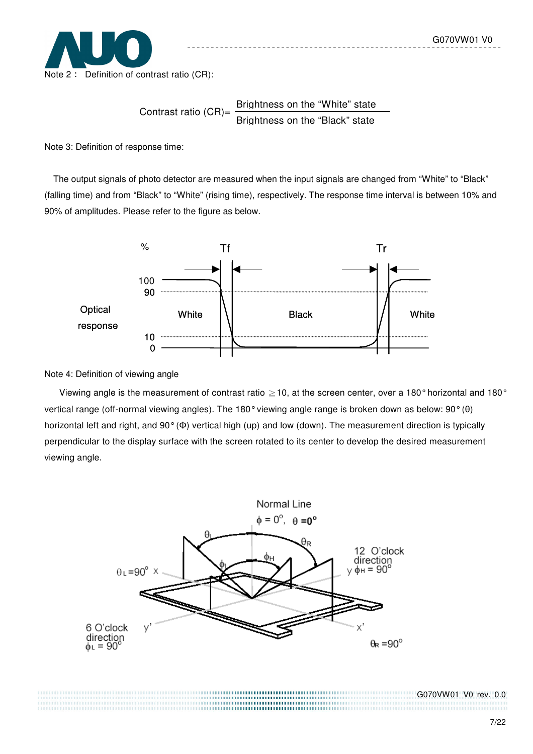Note 2： Definition of contrast ratio (CR):

$$\text{Contrast ratio (CR)} = \frac{\text{Brightness on the "White" state}}{\text{Brightness on the "Black" state}}$$

Note 3: Definition of response time:

The output signals of photo detector are measured when the input signals are changed from "White" to "Black" (falling time) and from "Black" to "White" (rising time), respectively. The response time interval is between 10% and 90% of amplitudes. Please refer to the figure as below.

Note 4: Definition of viewing angle

Viewing angle is the measurement of contrast ratio ≧10, at the screen center, over a 180° horizontal and 180° vertical range (off-normal viewing angles). The 180° viewing angle range is broken down as below: 90° (θ) horizontal left and right, and 90° (Φ) vertical high (up) and low (down). The measurement direction is typically perpendicular to the display surface with the screen rotated to its center to develop the desired measurement viewing angle.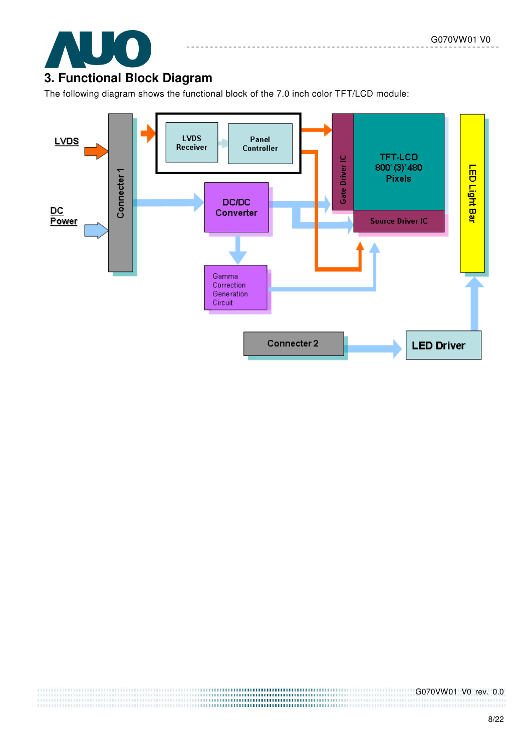# 3. Functional Block Diagram

The following diagram shows the functional block of the 7.0 inch color TFT/LCD module:

LVDS

DC Power

Connecter 1

LVDS Receiver

Panel Controller

DC/DC Converter

Gamma Correction Generation Circuit

Gate Driver IC

TFT-LCD 800*(3)*480 Pixels

Source Driver IC

LED Light Bar

Connecter 2

LED Driver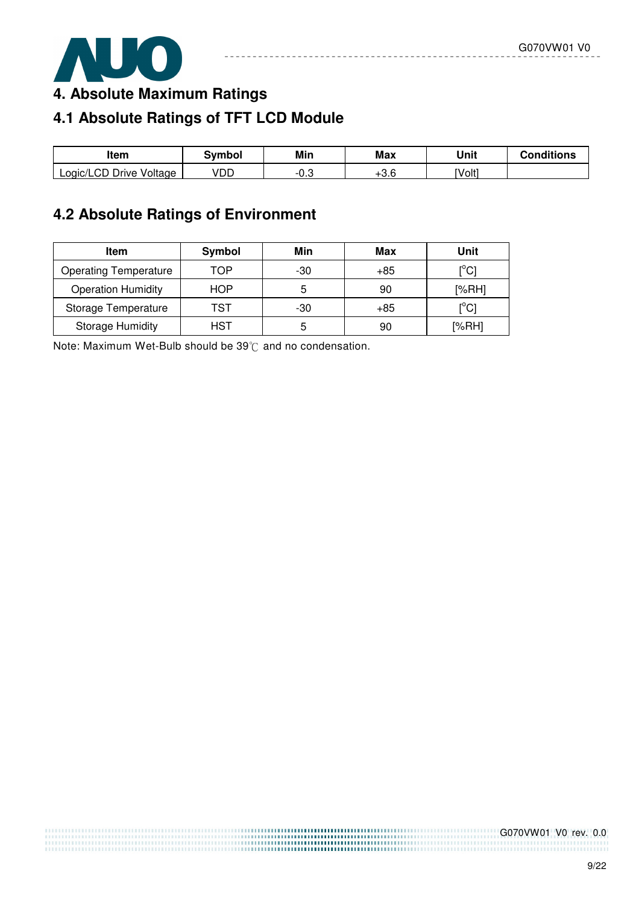# 4. Absolute Maximum Ratings

## 4.1 Absolute Ratings of TFT LCD Module

| Item | Symbol | Min | Max | Unit | Conditions |
|---|---|---|---|---|---|
| Logic/LCD Drive Voltage | VDD | -0.3 | +3.6 | [Volt] | |

## 4.2 Absolute Ratings of Environment

| Item | Symbol | Min | Max | Unit |
|---|---|---|---|---|
| Operating Temperature | TOP | -30 | +85 | [$^o$C] |
| Operation Humidity | HOP | 5 | 90 | [%RH] |
| Storage Temperature | TST | -30 | +85 | [$^o$C] |
| Storage Humidity | HST | 5 | 90 | [%RH] |

Note: Maximum Wet-Bulb should be 39℃ and no condensation.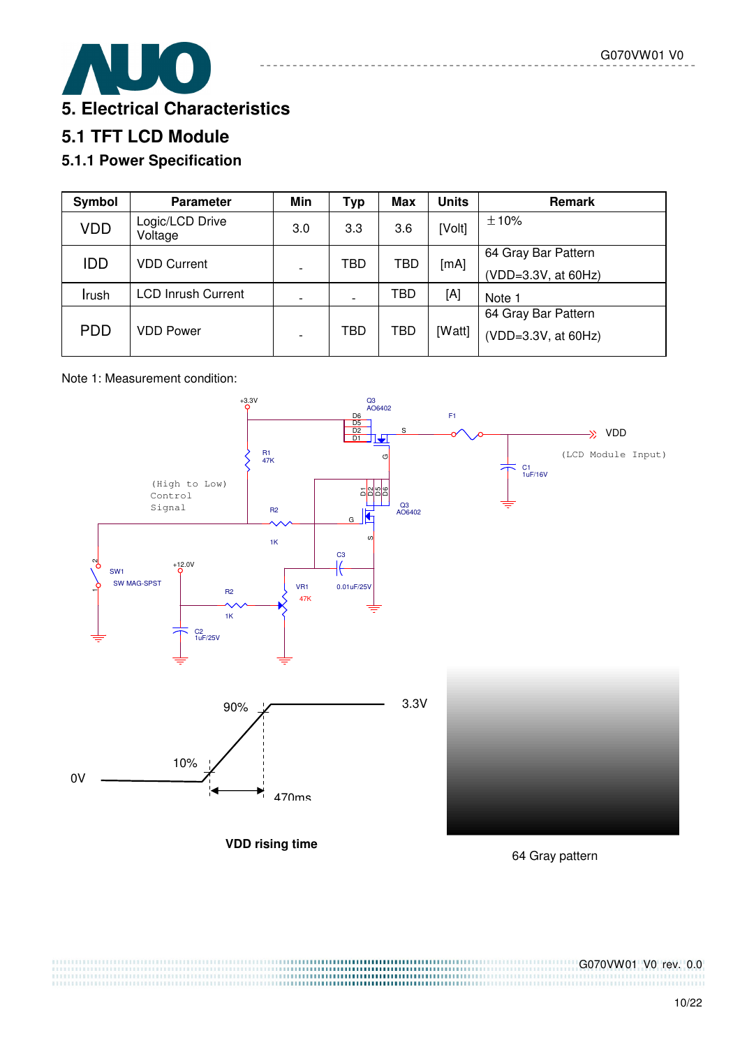# 5. Electrical Characteristics

## 5.1 TFT LCD Module

### 5.1.1 Power Specification

| Symbol | Parameter | Min | Typ | Max | Units | Remark |
|---|---|---|---|---|---|---|
| VDD | Logic/LCD Drive Voltage | 3.0 | 3.3 | 3.6 | [Volt] | ±10% |
| IDD | VDD Current | - | TBD | TBD | [mA] | 64 Gray Bar Pattern (VDD=3.3V, at 60Hz) |
| Irush | LCD Inrush Current | - | - | TBD | [A] | Note 1 |
| PDD | VDD Power | - | TBD | TBD | [Watt] | 64 Gray Bar Pattern (VDD=3.3V, at 60Hz) |

Note 1: Measurement condition:

VDD rising time

64 Gray pattern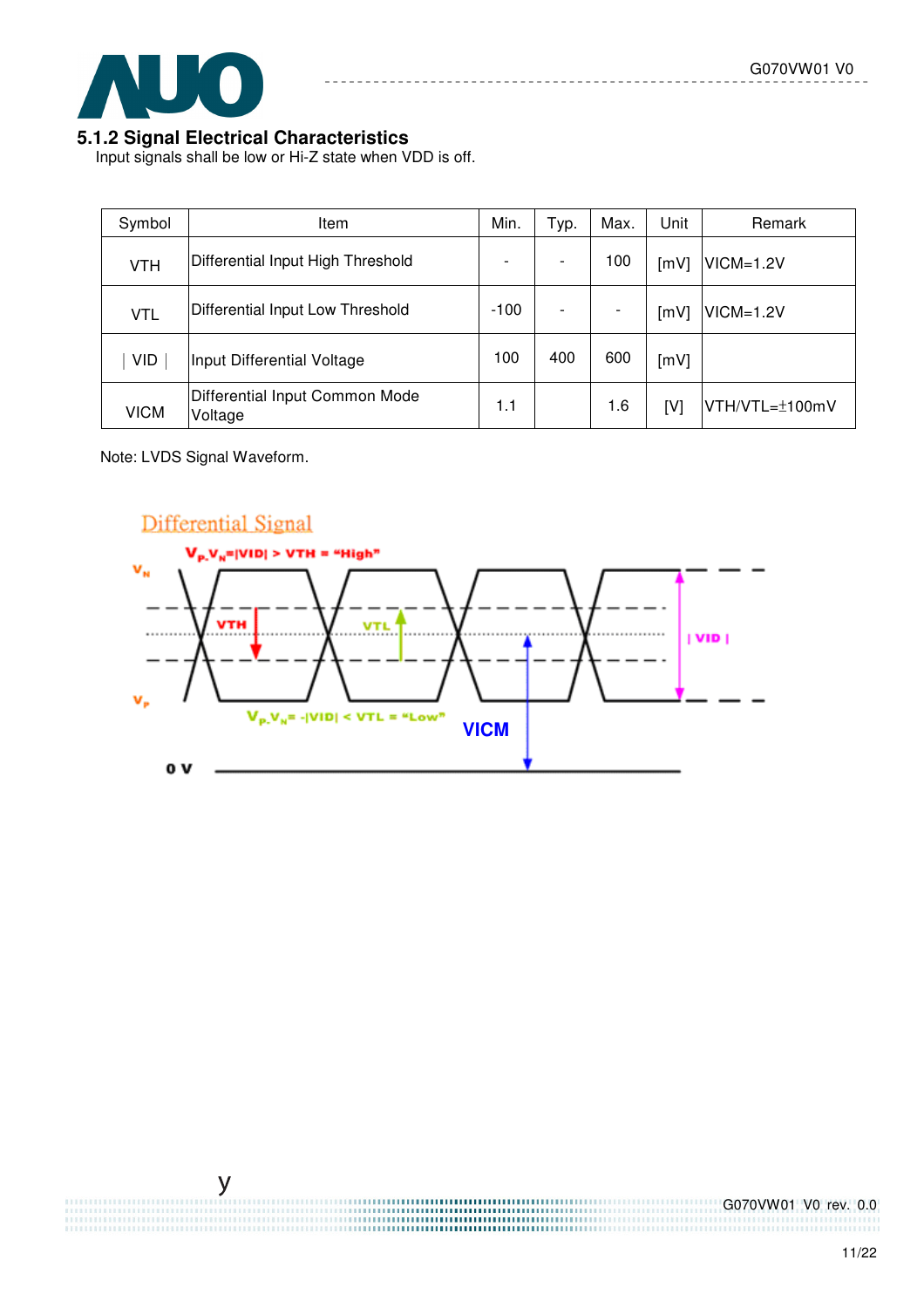### 5.1.2 Signal Electrical Characteristics

Input signals shall be low or Hi-Z state when VDD is off.

| Symbol | Item | Min. | Typ. | Max. | Unit | Remark |
|---|---|---|---|---|---|---|
| VTH | Differential Input High Threshold | - | - | 100 | [mV] | VICM=1.2V |
| VTL | Differential Input Low Threshold | -100 | - | - | [mV] | VICM=1.2V |
| ∣ VID ∣ | Input Differential Voltage | 100 | 400 | 600 | [mV] | |
| VICM | Differential Input Common Mode Voltage | 1.1 | | 1.6 | [V] | VTH/VTL=±100mV |

Note: LVDS Signal Waveform.

Differential Signal

$V_P$-$V_N$=|VID| > VTH = "High"

$V_N$

VTH

VTL

| VID |

$V_P$

$V_P$-$V_N$= -|VID| < VTL = "Low"

VICM

0 V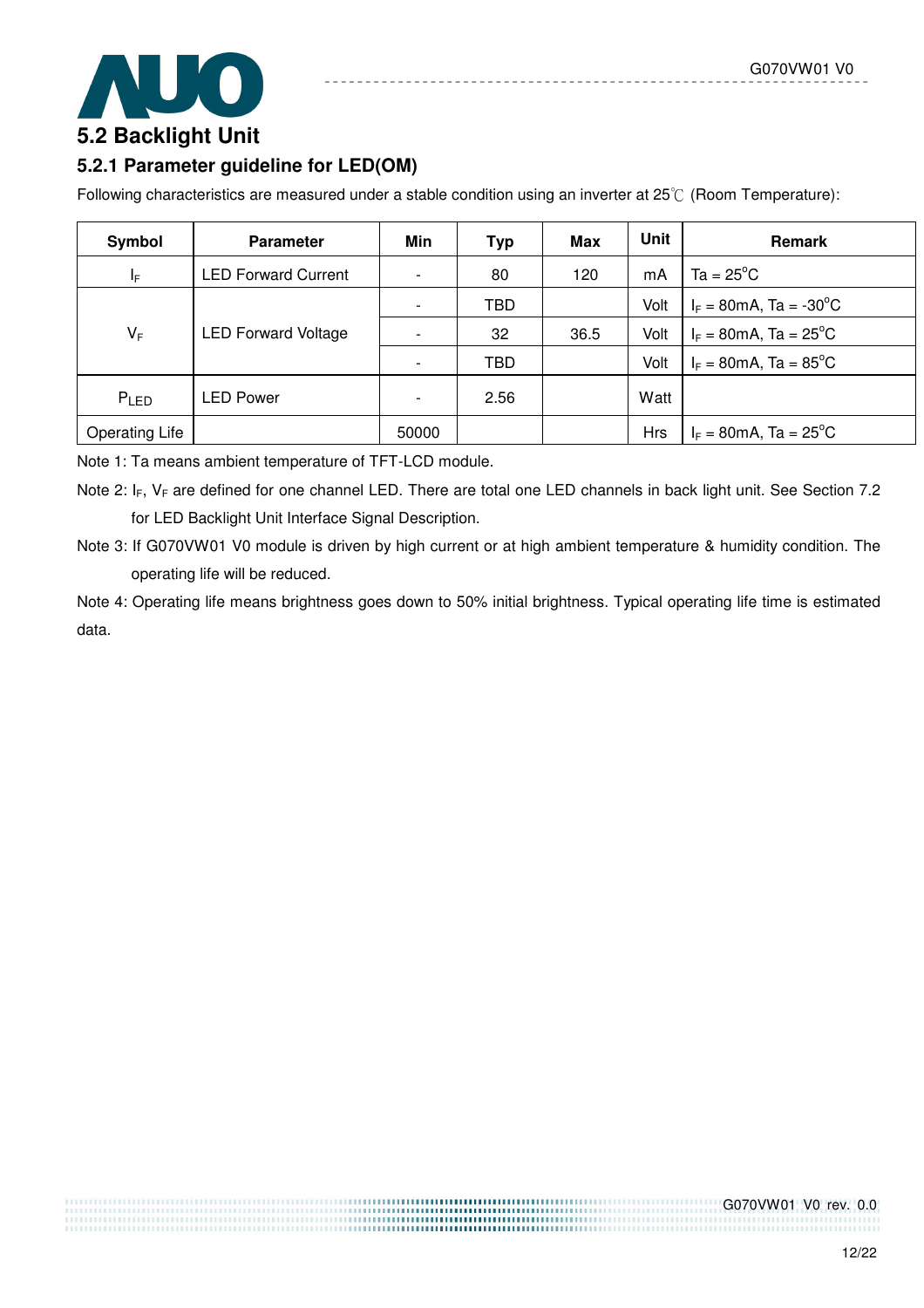## 5.2 Backlight Unit

### 5.2.1 Parameter guideline for LED(OM)

Following characteristics are measured under a stable condition using an inverter at 25℃ (Room Temperature):

| Symbol | Parameter | Min | Typ | Max | Unit | Remark |
|---|---|---|---|---|---|---|
| $I_F$ | LED Forward Current | - | 80 | 120 | mA | Ta = 25°C |
| $V_F$ | LED Forward Voltage | - | TBD | | Volt | $I_F$ = 80mA, Ta = -30°C |
| | | - | 32 | 36.5 | Volt | $I_F$ = 80mA, Ta = 25°C |
| | | - | TBD | | Volt | $I_F$ = 80mA, Ta = 85°C |
| $P_{LED}$ | LED Power | - | 2.56 | | Watt | |
| Operating Life | | 50000 | | | Hrs | $I_F$ = 80mA, Ta = 25°C |

Note 1: Ta means ambient temperature of TFT-LCD module.

Note 2: $I_F$, $V_F$ are defined for one channel LED. There are total one LED channels in back light unit. See Section 7.2 for LED Backlight Unit Interface Signal Description.

Note 3: If G070VW01 V0 module is driven by high current or at high ambient temperature & humidity condition. The operating life will be reduced.

Note 4: Operating life means brightness goes down to 50% initial brightness. Typical operating life time is estimated data.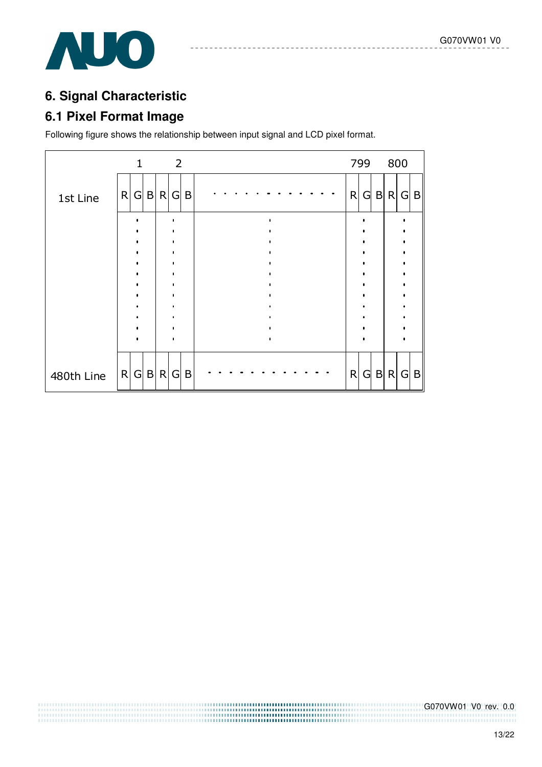# 6. Signal Characteristic

## 6.1 Pixel Format Image

Following figure shows the relationship between input signal and LCD pixel format.

| | 1 | | | 2 | | | | 799 | | | 800 | | |
|---|---|---|---|---|---|---|---|---|---|---|---|---|---|
| 1st Line | R | G | B | R | G | B | . . . . . . . . . . . . | R | G | B | R | G | B |
| | ⋮ | | | ⋮ | | | ⋮ | ⋮ | | | ⋮ | | |
| 480th Line | R | G | B | R | G | B | . . . . . . . . . . . . | R | G | B | R | G | B |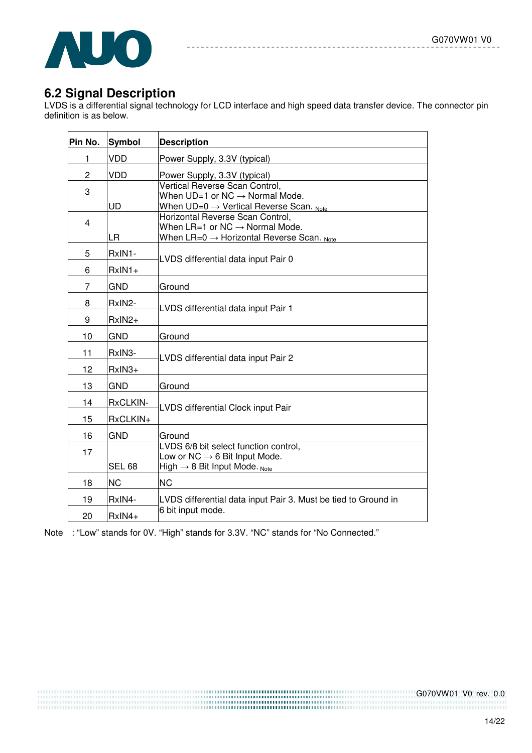## 6.2 Signal Description

LVDS is a differential signal technology for LCD interface and high speed data transfer device. The connector pin definition is as below.

| Pin No. | Symbol | Description |
|---|---|---|
| 1 | VDD | Power Supply, 3.3V (typical) |
| 2 | VDD | Power Supply, 3.3V (typical) |
| 3 | UD | Vertical Reverse Scan Control,<br>When UD=1 or NC → Normal Mode.<br>When UD=0 → Vertical Reverse Scan. Note |
| 4 | LR | Horizontal Reverse Scan Control,<br>When LR=1 or NC → Normal Mode.<br>When LR=0 → Horizontal Reverse Scan. Note |
| 5 | RxIN1- | LVDS differential data input Pair 0 |
| 6 | RxIN1+ | |
| 7 | GND | Ground |
| 8 | RxIN2- | LVDS differential data input Pair 1 |
| 9 | RxIN2+ | |
| 10 | GND | Ground |
| 11 | RxIN3- | LVDS differential data input Pair 2 |
| 12 | RxIN3+ | |
| 13 | GND | Ground |
| 14 | RxCLKIN- | LVDS differential Clock input Pair |
| 15 | RxCLKIN+ | |
| 16 | GND | Ground |
| 17 | SEL 68 | LVDS 6/8 bit select function control,<br>Low or NC → 6 Bit Input Mode.<br>High → 8 Bit Input Mode. Note |
| 18 | NC | NC |
| 19 | RxIN4- | LVDS differential data input Pair 3. Must be tied to Ground in 6 bit input mode. |
| 20 | RxIN4+ | |

Note : "Low" stands for 0V. "High" stands for 3.3V. "NC" stands for "No Connected."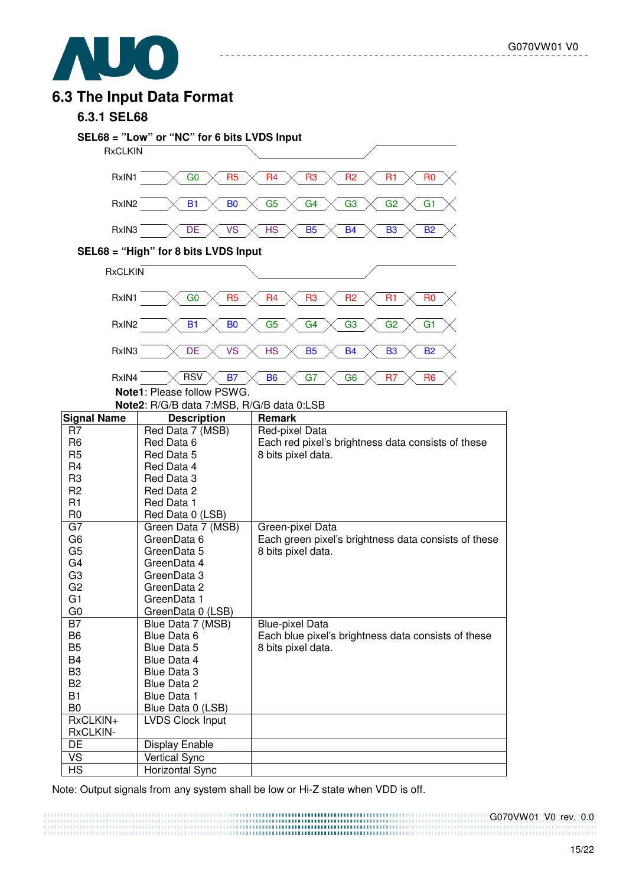## 6.3 The Input Data Format

### 6.3.1 SEL68

**SEL68 = "Low" or "NC" for 6 bits LVDS Input**

| Signal | | | | | | | |
|---|---|---|---|---|---|---|---|
| RxCLKIN | | | | | | | |
| RxIN1 | G0 | R5 | R4 | R3 | R2 | R1 | R0 |
| RxIN2 | B1 | B0 | G5 | G4 | G3 | G2 | G1 |
| RxIN3 | DE | VS | HS | B5 | B4 | B3 | B2 |

**SEL68 = "High" for 8 bits LVDS Input**

| Signal | | | | | | | |
|---|---|---|---|---|---|---|---|
| RxCLKIN | | | | | | | |
| RxIN1 | G0 | R5 | R4 | R3 | R2 | R1 | R0 |
| RxIN2 | B1 | B0 | G5 | G4 | G3 | G2 | G1 |
| RxIN3 | DE | VS | HS | B5 | B4 | B3 | B2 |
| RxIN4 | RSV | B7 | B6 | G7 | G6 | R7 | R6 |

**Note1**: Please follow PSWG.
**Note2**: R/G/B data 7:MSB, R/G/B data 0:LSB

| Signal Name | Description | Remark |
|---|---|---|
| R7<br>R6<br>R5<br>R4<br>R3<br>R2<br>R1<br>R0 | Red Data 7 (MSB)<br>Red Data 6<br>Red Data 5<br>Red Data 4<br>Red Data 3<br>Red Data 2<br>Red Data 1<br>Red Data 0 (LSB) | Red-pixel Data<br>Each red pixel's brightness data consists of these 8 bits pixel data. |
| G7<br>G6<br>G5<br>G4<br>G3<br>G2<br>G1<br>G0 | Green Data 7 (MSB)<br>GreenData 6<br>GreenData 5<br>GreenData 4<br>GreenData 3<br>GreenData 2<br>GreenData 1<br>GreenData 0 (LSB) | Green-pixel Data<br>Each green pixel's brightness data consists of these 8 bits pixel data. |
| B7<br>B6<br>B5<br>B4<br>B3<br>B2<br>B1<br>B0 | Blue Data 7 (MSB)<br>Blue Data 6<br>Blue Data 5<br>Blue Data 4<br>Blue Data 3<br>Blue Data 2<br>Blue Data 1<br>Blue Data 0 (LSB) | Blue-pixel Data<br>Each blue pixel's brightness data consists of these 8 bits pixel data. |
| RxCLKIN+<br>RxCLKIN- | LVDS Clock Input | |
| DE | Display Enable | |
| VS | Vertical Sync | |
| HS | Horizontal Sync | |

Note: Output signals from any system shall be low or Hi-Z state when VDD is off.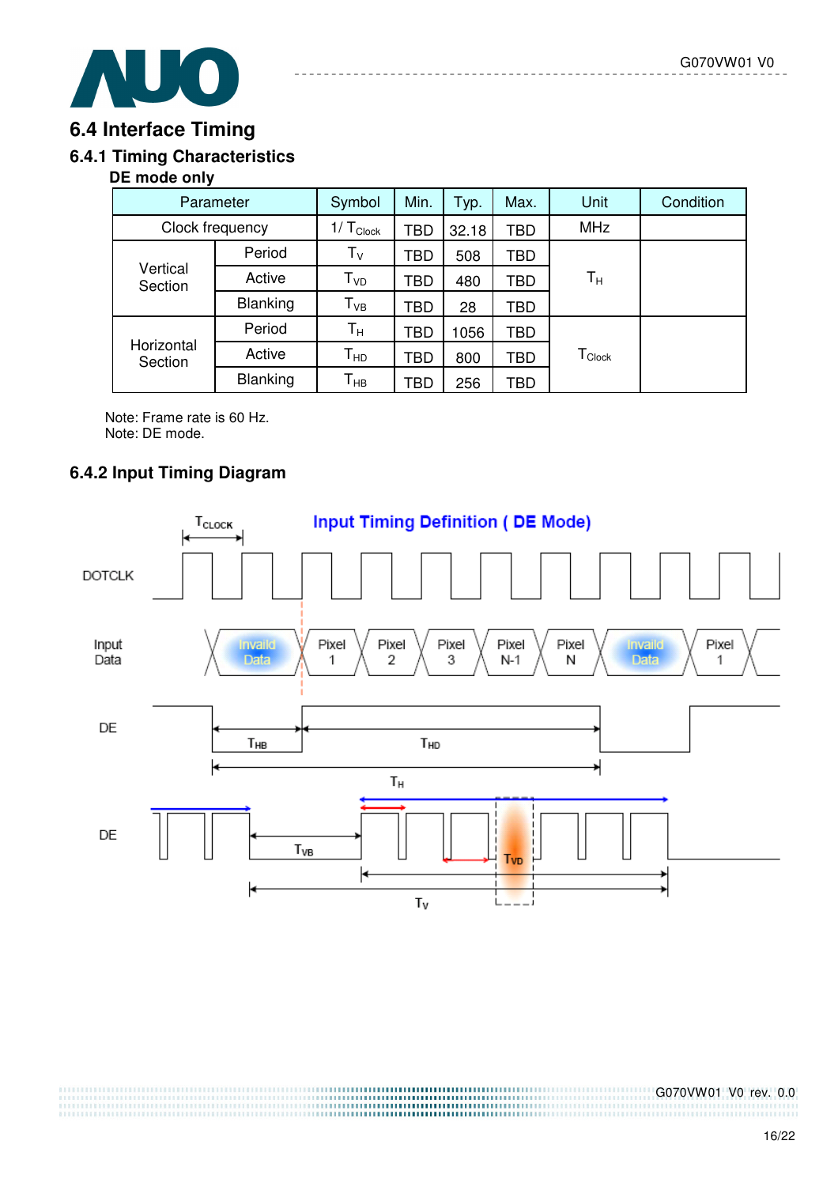## 6.4 Interface Timing

### 6.4.1 Timing Characteristics

**DE mode only**

| Parameter | | Symbol | Min. | Typ. | Max. | Unit | Condition |
|---|---|---|---|---|---|---|---|
| Clock frequency | | $1/T_{Clock}$ | TBD | 32.18 | TBD | MHz | |
| Vertical Section | Period | $T_V$ | TBD | 508 | TBD | $T_H$ | |
| | Active | $T_{VD}$ | TBD | 480 | TBD | | |
| | Blanking | $T_{VB}$ | TBD | 28 | TBD | | |
| Horizontal Section | Period | $T_H$ | TBD | 1056 | TBD | $T_{Clock}$ | |
| | Active | $T_{HD}$ | TBD | 800 | TBD | | |
| | Blanking | $T_{HB}$ | TBD | 256 | TBD | | |

Note: Frame rate is 60 Hz.
Note: DE mode.

### 6.4.2 Input Timing Diagram

**Input Timing Definition ( DE Mode)**

DOTCLK, $T_{CLOCK}$

Input Data: Invaild Data, Pixel 1, Pixel 2, Pixel 3, Pixel N-1, Pixel N, Invaild Data, Pixel 1

DE: $T_{HB}$, $T_{HD}$, $T_H$

DE: $T_{VB}$, $T_{VD}$, $T_V$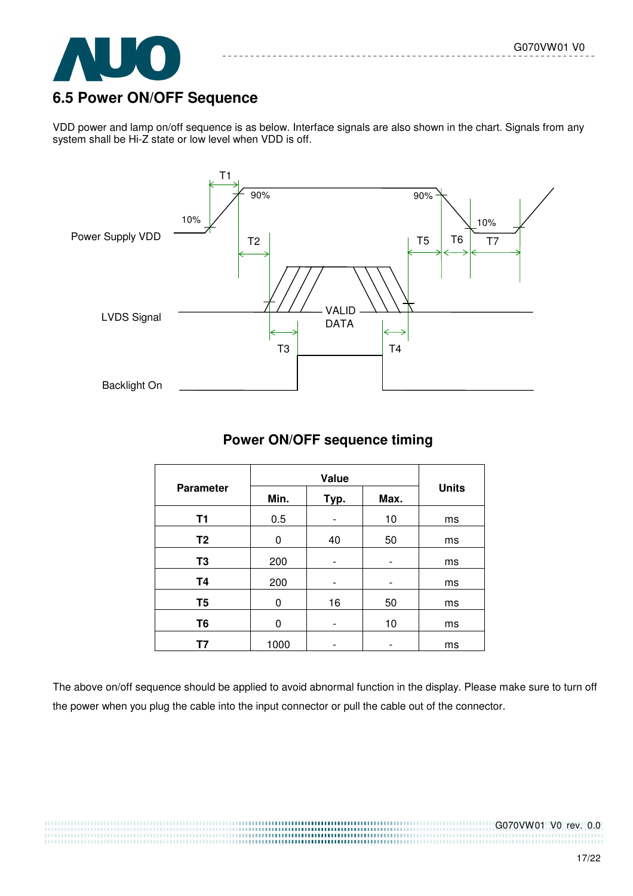## 6.5 Power ON/OFF Sequence

VDD power and lamp on/off sequence is as below. Interface signals are also shown in the chart. Signals from any system shall be Hi-Z state or low level when VDD is off.

Power Supply VDD

LVDS Signal

Backlight On

### Power ON/OFF sequence timing

| Parameter | Value | | | Units |
|---|---|---|---|---|
| | Min. | Typ. | Max. | |
| T1 | 0.5 | - | 10 | ms |
| T2 | 0 | 40 | 50 | ms |
| T3 | 200 | - | - | ms |
| T4 | 200 | - | - | ms |
| T5 | 0 | 16 | 50 | ms |
| T6 | 0 | - | 10 | ms |
| T7 | 1000 | - | - | ms |

The above on/off sequence should be applied to avoid abnormal function in the display. Please make sure to turn off the power when you plug the cable into the input connector or pull the cable out of the connector.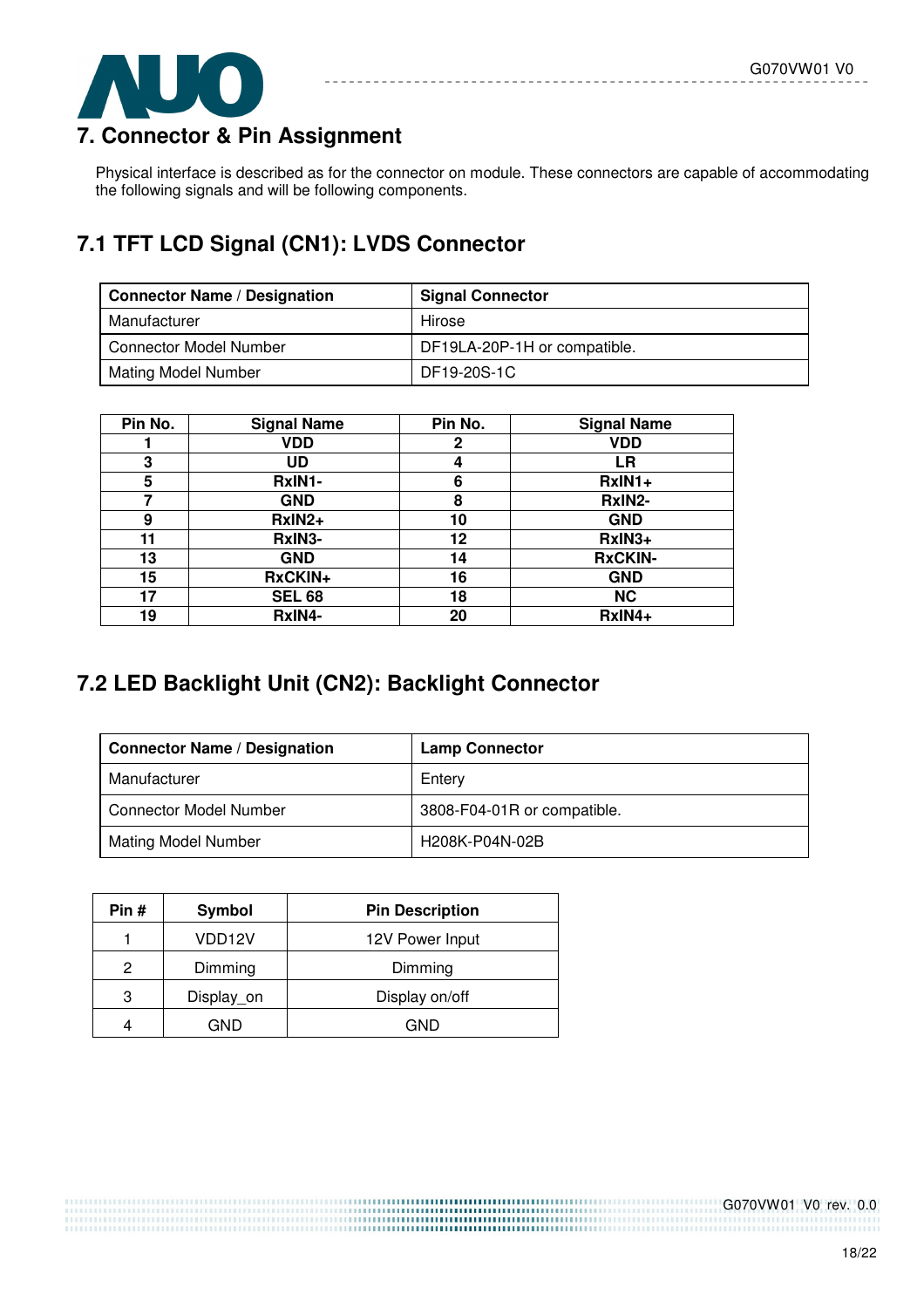## 7. Connector & Pin Assignment

Physical interface is described as for the connector on module. These connectors are capable of accommodating the following signals and will be following components.

### 7.1 TFT LCD Signal (CN1): LVDS Connector

| Connector Name / Designation | Signal Connector |
|---|---|
| Manufacturer | Hirose |
| Connector Model Number | DF19LA-20P-1H or compatible. |
| Mating Model Number | DF19-20S-1C |

| Pin No. | Signal Name | Pin No. | Signal Name |
|---|---|---|---|
| **1** | **VDD** | **2** | **VDD** |
| **3** | **UD** | **4** | **LR** |
| **5** | **RxIN1-** | **6** | **RxIN1+** |
| **7** | **GND** | **8** | **RxIN2-** |
| **9** | **RxIN2+** | **10** | **GND** |
| **11** | **RxIN3-** | **12** | **RxIN3+** |
| **13** | **GND** | **14** | **RxCKIN-** |
| **15** | **RxCKIN+** | **16** | **GND** |
| **17** | **SEL 68** | **18** | **NC** |
| **19** | **RxIN4-** | **20** | **RxIN4+** |

### 7.2 LED Backlight Unit (CN2): Backlight Connector

| Connector Name / Designation | Lamp Connector |
|---|---|
| Manufacturer | Entery |
| Connector Model Number | 3808-F04-01R or compatible. |
| Mating Model Number | H208K-P04N-02B |

| Pin # | Symbol | Pin Description |
|---|---|---|
| 1 | VDD12V | 12V Power Input |
| 2 | Dimming | Dimming |
| 3 | Display_on | Display on/off |
| 4 | GND | GND |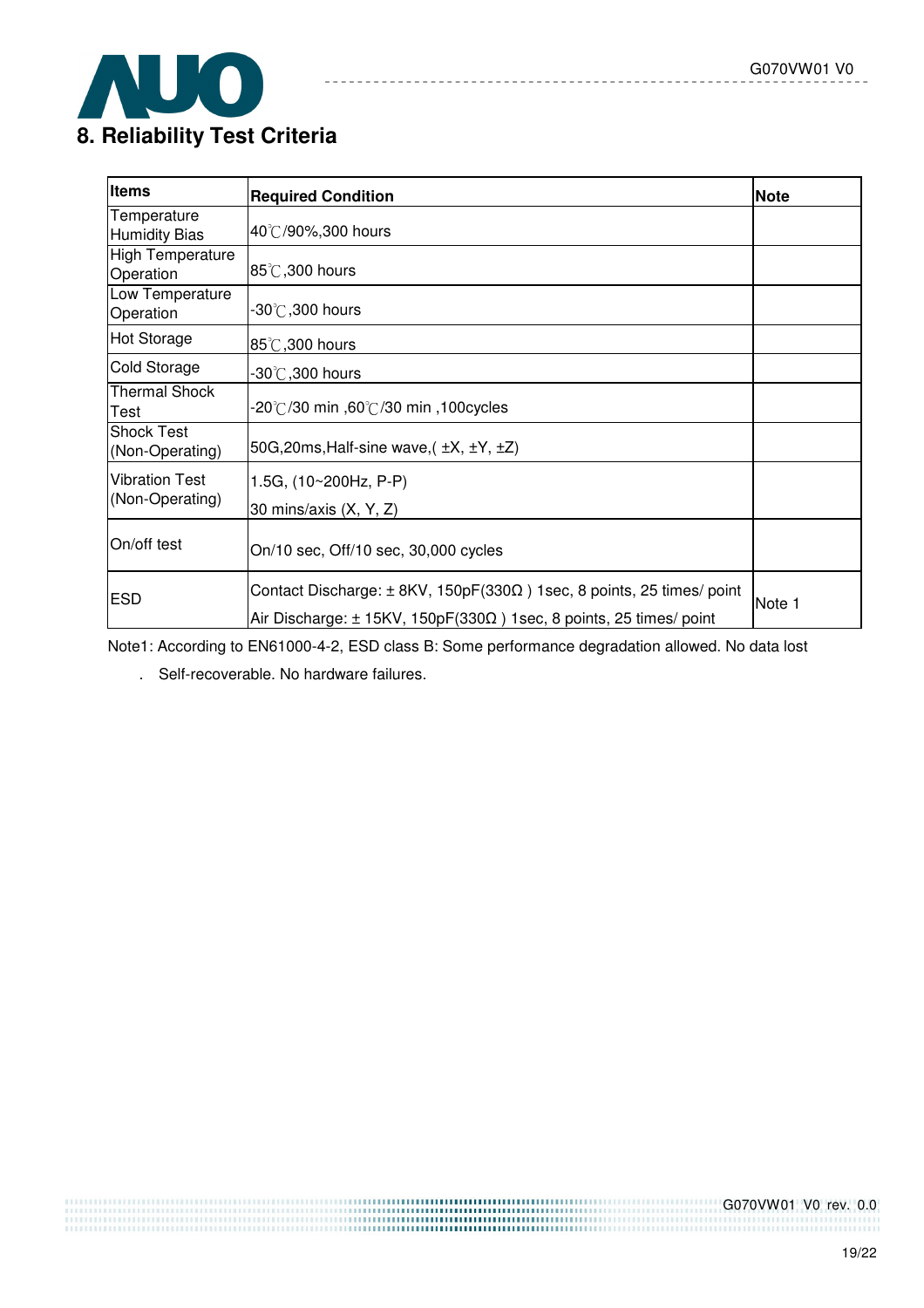# 8. Reliability Test Criteria

| Items | Required Condition | Note |
|---|---|---|
| Temperature Humidity Bias | 40℃/90%,300 hours | |
| High Temperature Operation | 85℃,300 hours | |
| Low Temperature Operation | -30℃,300 hours | |
| Hot Storage | 85℃,300 hours | |
| Cold Storage | -30℃,300 hours | |
| Thermal Shock Test | -20℃/30 min ,60℃/30 min ,100cycles | |
| Shock Test (Non-Operating) | 50G,20ms,Half-sine wave,( ±X, ±Y, ±Z) | |
| Vibration Test (Non-Operating) | 1.5G, (10~200Hz, P-P)<br>30 mins/axis (X, Y, Z) | |
| On/off test | On/10 sec, Off/10 sec, 30,000 cycles | |
| ESD | Contact Discharge: ± 8KV, 150pF(330Ω ) 1sec, 8 points, 25 times/ point<br>Air Discharge: ± 15KV, 150pF(330Ω ) 1sec, 8 points, 25 times/ point | Note 1 |

Note1: According to EN61000-4-2, ESD class B: Some performance degradation allowed. No data lost

. Self-recoverable. No hardware failures.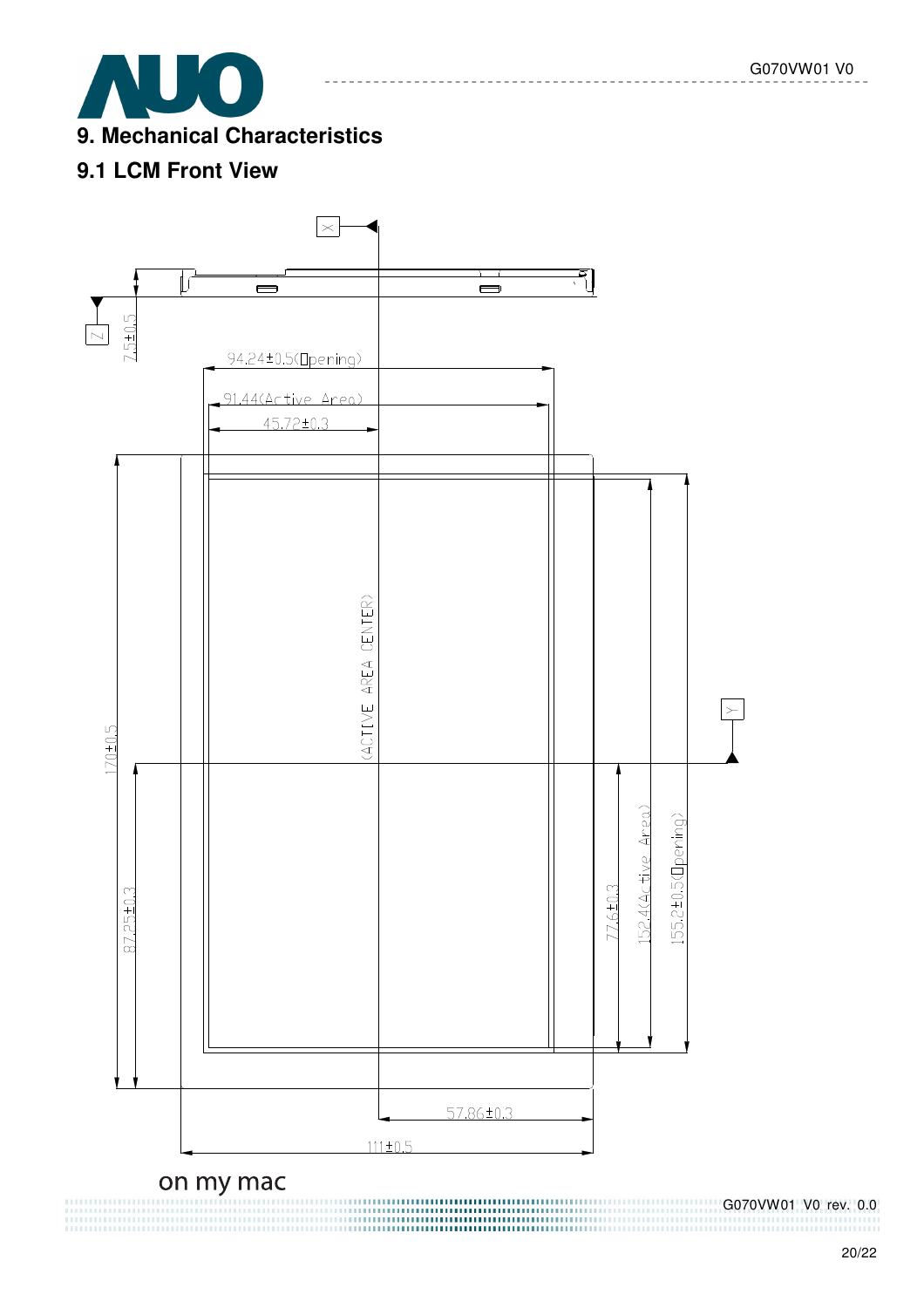# 9. Mechanical Characteristics

## 9.1 LCM Front View

X

Z

7.5±0.5

94.24±0.5(Opening)

91.44(Active Area)

45.72±0.3

(ACTIVE AREA CENTER)

Y

170±0.5

87.25±0.3

77.6±0.3

152.4(Active Area)

155.2±0.5(Opening)

57.86±0.3

111±0.5

on my mac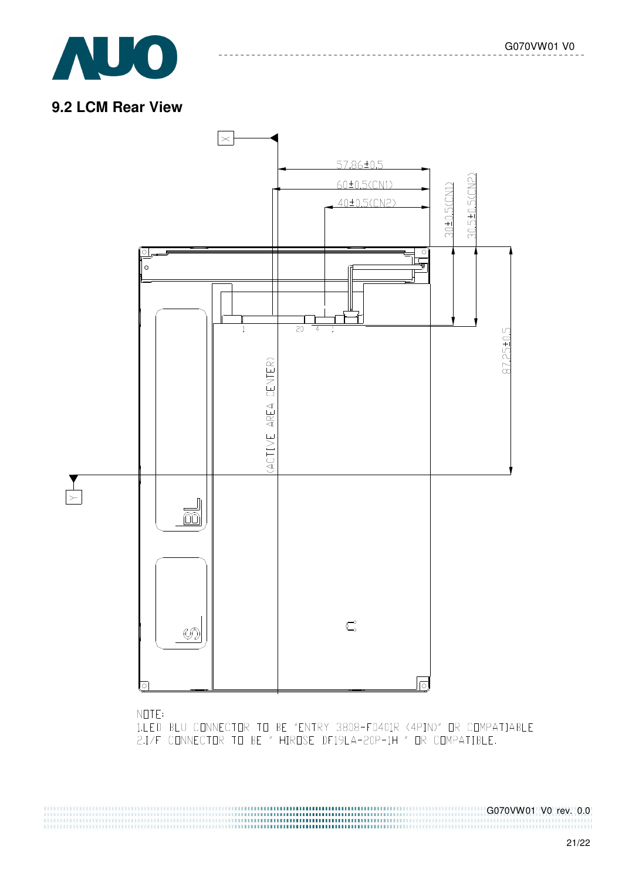## 9.2 LCM Rear View

NOTE:
1.LED BLU CONNECTOR TO BE "ENTRY 3808-F0401R (4PIN)" OR COMPATIABLE
2.I/F CONNECTOR TO BE " HIROSE DF19LA-20P-1H " OR COMPATIBLE.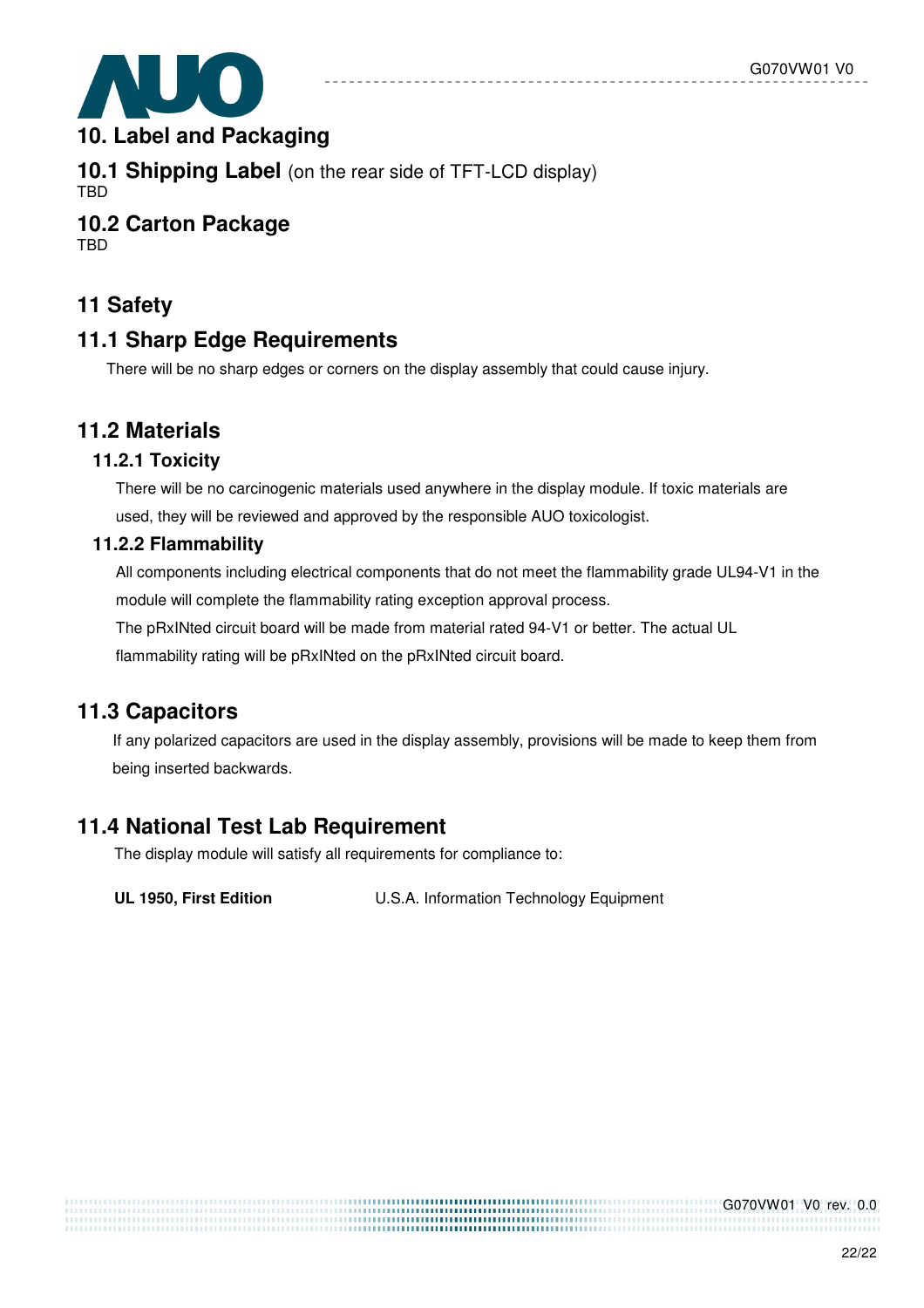# 10. Label and Packaging

## 10.1 Shipping Label (on the rear side of TFT-LCD display)

TBD

## 10.2 Carton Package

TBD

# 11 Safety

## 11.1 Sharp Edge Requirements

There will be no sharp edges or corners on the display assembly that could cause injury.

## 11.2 Materials

### 11.2.1 Toxicity

There will be no carcinogenic materials used anywhere in the display module. If toxic materials are used, they will be reviewed and approved by the responsible AUO toxicologist.

### 11.2.2 Flammability

All components including electrical components that do not meet the flammability grade UL94-V1 in the module will complete the flammability rating exception approval process.

The pRxINted circuit board will be made from material rated 94-V1 or better. The actual UL flammability rating will be pRxINted on the pRxINted circuit board.

## 11.3 Capacitors

If any polarized capacitors are used in the display assembly, provisions will be made to keep them from being inserted backwards.

## 11.4 National Test Lab Requirement

The display module will satisfy all requirements for compliance to:

**UL 1950, First Edition** U.S.A. Information Technology Equipment